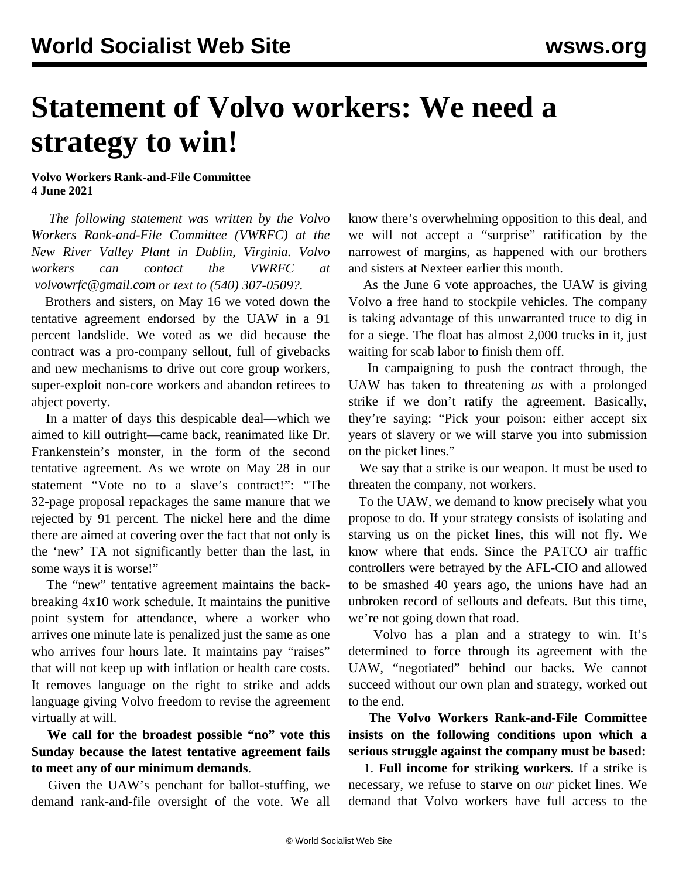# Statement of Volvo workers: We need a strategy to win!

**Volvo Workers Rank-and-File Committee**
**4 June 2021**

*The following statement was written by the Volvo Workers Rank-and-File Committee (VWRFC) at the New River Valley Plant in Dublin, Virginia. Volvo workers can contact the VWRFC at volvowrfc@gmail.com or text to (540) 307-0509?.*

Brothers and sisters, on May 16 we voted down the tentative agreement endorsed by the UAW in a 91 percent landslide. We voted as we did because the contract was a pro-company sellout, full of givebacks and new mechanisms to drive out core group workers, super-exploit non-core workers and abandon retirees to abject poverty.

In a matter of days this despicable deal—which we aimed to kill outright—came back, reanimated like Dr. Frankenstein's monster, in the form of the second tentative agreement. As we wrote on May 28 in our statement "Vote no to a slave's contract!": "The 32-page proposal repackages the same manure that we rejected by 91 percent. The nickel here and the dime there are aimed at covering over the fact that not only is the 'new' TA not significantly better than the last, in some ways it is worse!"

The "new" tentative agreement maintains the back-breaking 4x10 work schedule. It maintains the punitive point system for attendance, where a worker who arrives one minute late is penalized just the same as one who arrives four hours late. It maintains pay "raises" that will not keep up with inflation or health care costs. It removes language on the right to strike and adds language giving Volvo freedom to revise the agreement virtually at will.

**We call for the broadest possible "no" vote this Sunday because the latest tentative agreement fails to meet any of our minimum demands**.

Given the UAW's penchant for ballot-stuffing, we demand rank-and-file oversight of the vote. We all know there's overwhelming opposition to this deal, and we will not accept a "surprise" ratification by the narrowest of margins, as happened with our brothers and sisters at Nexteer earlier this month.

As the June 6 vote approaches, the UAW is giving Volvo a free hand to stockpile vehicles. The company is taking advantage of this unwarranted truce to dig in for a siege. The float has almost 2,000 trucks in it, just waiting for scab labor to finish them off.

In campaigning to push the contract through, the UAW has taken to threatening *us* with a prolonged strike if we don't ratify the agreement. Basically, they're saying: "Pick your poison: either accept six years of slavery or we will starve you into submission on the picket lines."

We say that a strike is our weapon. It must be used to threaten the company, not workers.

To the UAW, we demand to know precisely what you propose to do. If your strategy consists of isolating and starving us on the picket lines, this will not fly. We know where that ends. Since the PATCO air traffic controllers were betrayed by the AFL-CIO and allowed to be smashed 40 years ago, the unions have had an unbroken record of sellouts and defeats. But this time, we're not going down that road.

Volvo has a plan and a strategy to win. It's determined to force through its agreement with the UAW, "negotiated" behind our backs. We cannot succeed without our own plan and strategy, worked out to the end.

**The Volvo Workers Rank-and-File Committee insists on the following conditions upon which a serious struggle against the company must be based:**

1. **Full income for striking workers.** If a strike is necessary, we refuse to starve on *our* picket lines. We demand that Volvo workers have full access to the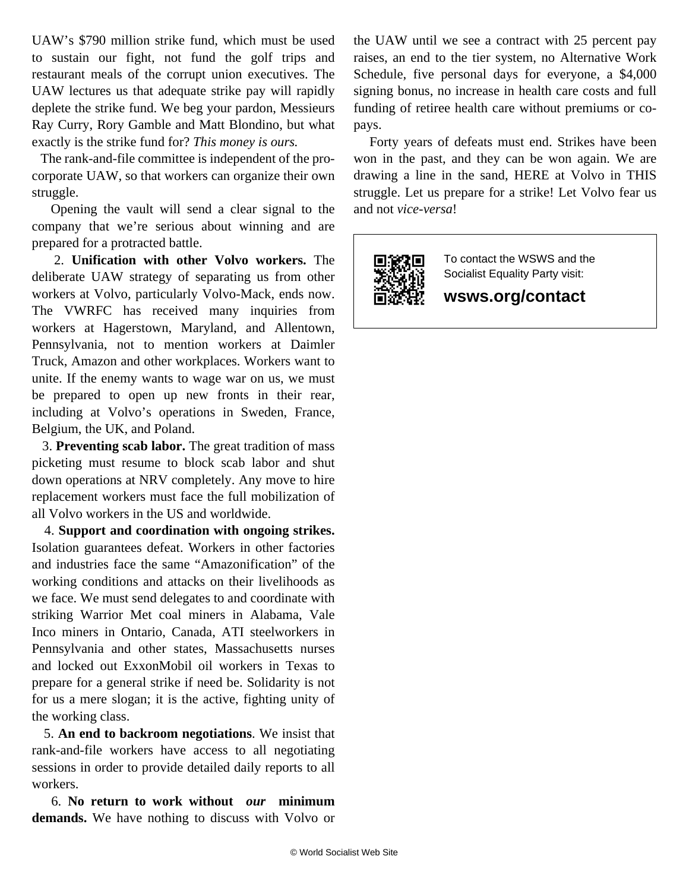UAW's $790 million strike fund, which must be used to sustain our fight, not fund the golf trips and restaurant meals of the corrupt union executives. The UAW lectures us that adequate strike pay will rapidly deplete the strike fund. We beg your pardon, Messieurs Ray Curry, Rory Gamble and Matt Blondino, but what exactly is the strike fund for? *This money is ours.*

The rank-and-file committee is independent of the pro-corporate UAW, so that workers can organize their own struggle.

Opening the vault will send a clear signal to the company that we're serious about winning and are prepared for a protracted battle.

2. **Unification with other Volvo workers.** The deliberate UAW strategy of separating us from other workers at Volvo, particularly Volvo-Mack, ends now. The VWRFC has received many inquiries from workers at Hagerstown, Maryland, and Allentown, Pennsylvania, not to mention workers at Daimler Truck, Amazon and other workplaces. Workers want to unite. If the enemy wants to wage war on us, we must be prepared to open up new fronts in their rear, including at Volvo's operations in Sweden, France, Belgium, the UK, and Poland.

3. **Preventing scab labor.** The great tradition of mass picketing must resume to block scab labor and shut down operations at NRV completely. Any move to hire replacement workers must face the full mobilization of all Volvo workers in the US and worldwide.

4. **Support and coordination with ongoing strikes.** Isolation guarantees defeat. Workers in other factories and industries face the same "Amazonification" of the working conditions and attacks on their livelihoods as we face. We must send delegates to and coordinate with striking Warrior Met coal miners in Alabama, Vale Inco miners in Ontario, Canada, ATI steelworkers in Pennsylvania and other states, Massachusetts nurses and locked out ExxonMobil oil workers in Texas to prepare for a general strike if need be. Solidarity is not for us a mere slogan; it is the active, fighting unity of the working class.

5. **An end to backroom negotiations**. We insist that rank-and-file workers have access to all negotiating sessions in order to provide detailed daily reports to all workers.

6. **No return to work without *our* minimum demands.** We have nothing to discuss with Volvo or the UAW until we see a contract with 25 percent pay raises, an end to the tier system, no Alternative Work Schedule, five personal days for everyone, a $4,000 signing bonus, no increase in health care costs and full funding of retiree health care without premiums or co-pays.

Forty years of defeats must end. Strikes have been won in the past, and they can be won again. We are drawing a line in the sand, HERE at Volvo in THIS struggle. Let us prepare for a strike! Let Volvo fear us and not *vice-versa*!

To contact the WSWS and the Socialist Equality Party visit:

**wsws.org/contact**